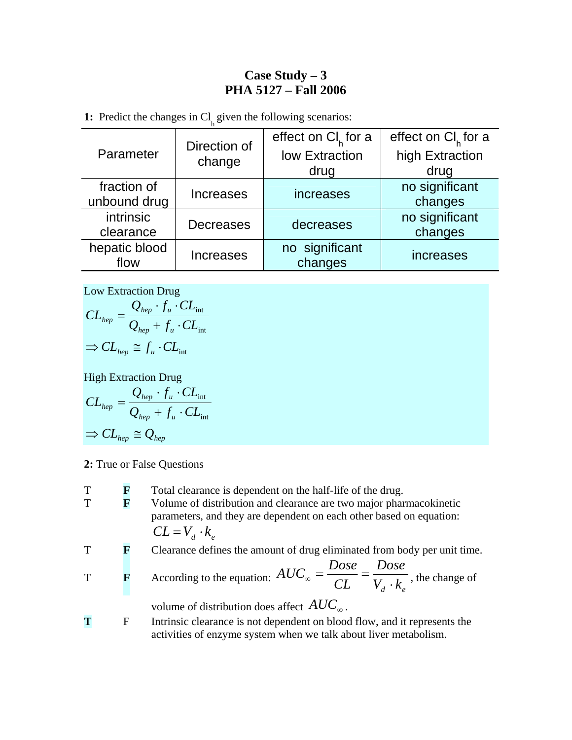# Case Study – 3
## PHA 5127 – Fall 2006

**1:** Predict the changes in $Cl_h$ given the following scenarios:

| Parameter | Direction of change | effect on $Cl_h$ for a low Extraction drug | effect on $Cl_h$ for a high Extraction drug |
|---|---|---|---|
| fraction of unbound drug | Increases | increases | no significant changes |
| intrinsic clearance | Decreases | decreases | no significant changes |
| hepatic blood flow | Increases | no significant changes | increases |

Low Extraction Drug

$$CL_{hep} = \frac{Q_{hep} \cdot f_u \cdot CL_{int}}{Q_{hep} + f_u \cdot CL_{int}}$$

$$\Rightarrow CL_{hep} \cong f_u \cdot CL_{int}$$

High Extraction Drug

$$CL_{hep} = \frac{Q_{hep} \cdot f_u \cdot CL_{int}}{Q_{hep} + f_u \cdot CL_{int}}$$

$$\Rightarrow CL_{hep} \cong Q_{hep}$$

**2:** True or False Questions

T **F** Total clearance is dependent on the half-life of the drug.

T **F** Volume of distribution and clearance are two major pharmacokinetic parameters, and they are dependent on each other based on equation: $CL = V_d \cdot k_e$

T **F** Clearance defines the amount of drug eliminated from body per unit time.

T **F** According to the equation: $AUC_{\infty} = \frac{Dose}{CL} = \frac{Dose}{V_d \cdot k_e}$, the change of volume of distribution does affect $AUC_{\infty}$.

**T** F Intrinsic clearance is not dependent on blood flow, and it represents the activities of enzyme system when we talk about liver metabolism.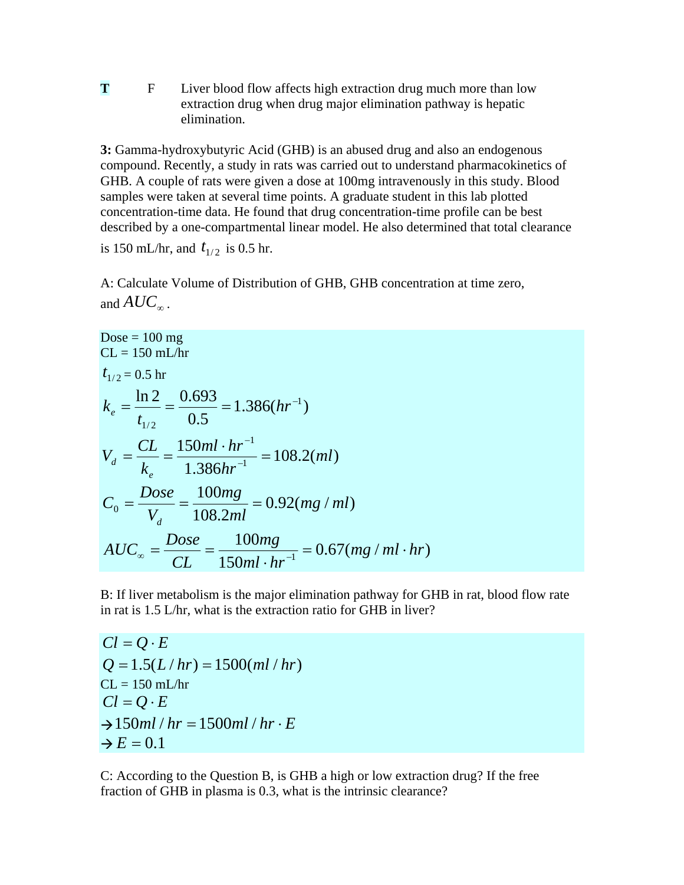**T**    F    Liver blood flow affects high extraction drug much more than low extraction drug when drug major elimination pathway is hepatic elimination.

**3:** Gamma-hydroxybutyric Acid (GHB) is an abused drug and also an endogenous compound. Recently, a study in rats was carried out to understand pharmacokinetics of GHB. A couple of rats were given a dose at 100mg intravenously in this study. Blood samples were taken at several time points. A graduate student in this lab plotted concentration-time data. He found that drug concentration-time profile can be best described by a one-compartmental linear model. He also determined that total clearance is 150 mL/hr, and $t_{1/2}$ is 0.5 hr.

A: Calculate Volume of Distribution of GHB, GHB concentration at time zero, and $AUC_{\infty}$.

Dose = 100 mg
CL = 150 mL/hr
$t_{1/2}$ = 0.5 hr

$$k_e = \frac{\ln 2}{t_{1/2}} = \frac{0.693}{0.5} = 1.386(hr^{-1})$$

$$V_d = \frac{CL}{k_e} = \frac{150ml \cdot hr^{-1}}{1.386hr^{-1}} = 108.2(ml)$$

$$C_0 = \frac{Dose}{V_d} = \frac{100mg}{108.2ml} = 0.92(mg/ml)$$

$$AUC_{\infty} = \frac{Dose}{CL} = \frac{100mg}{150ml \cdot hr^{-1}} = 0.67(mg/ml \cdot hr)$$

B: If liver metabolism is the major elimination pathway for GHB in rat, blood flow rate in rat is 1.5 L/hr, what is the extraction ratio for GHB in liver?

$$Cl = Q \cdot E$$

$$Q = 1.5(L/hr) = 1500(ml/hr)$$

CL = 150 mL/hr

$$Cl = Q \cdot E$$

$$\rightarrow 150ml/hr = 1500ml/hr \cdot E$$

$$\rightarrow E = 0.1$$

C: According to the Question B, is GHB a high or low extraction drug? If the free fraction of GHB in plasma is 0.3, what is the intrinsic clearance?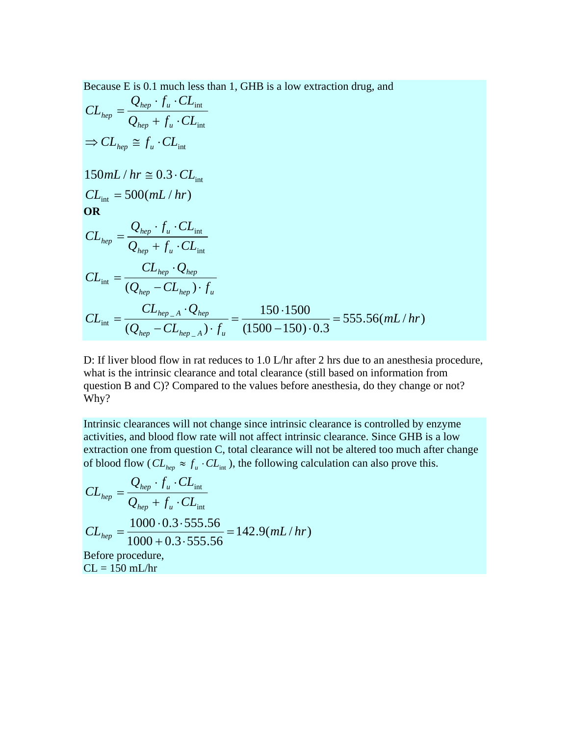Because E is 0.1 much less than 1, GHB is a low extraction drug, and

$$CL_{hep} = \frac{Q_{hep} \cdot f_u \cdot CL_{\text{int}}}{Q_{hep} + f_u \cdot CL_{\text{int}}}$$

$$\Rightarrow CL_{hep} \cong f_u \cdot CL_{\text{int}}$$

$$150mL/hr \cong 0.3 \cdot CL_{\text{int}}$$

$$CL_{\text{int}} = 500(mL/hr)$$

**OR**

$$CL_{hep} = \frac{Q_{hep} \cdot f_u \cdot CL_{\text{int}}}{Q_{hep} + f_u \cdot CL_{\text{int}}}$$

$$CL_{\text{int}} = \frac{CL_{hep} \cdot Q_{hep}}{(Q_{hep} - CL_{hep}) \cdot f_u}$$

$$CL_{\text{int}} = \frac{CL_{hep\_A} \cdot Q_{hep}}{(Q_{hep} - CL_{hep\_A}) \cdot f_u} = \frac{150 \cdot 1500}{(1500 - 150) \cdot 0.3} = 555.56(mL/hr)$$

D: If liver blood flow in rat reduces to 1.0 L/hr after 2 hrs due to an anesthesia procedure, what is the intrinsic clearance and total clearance (still based on information from question B and C)? Compared to the values before anesthesia, do they change or not? Why?

Intrinsic clearances will not change since intrinsic clearance is controlled by enzyme activities, and blood flow rate will not affect intrinsic clearance. Since GHB is a low extraction one from question C, total clearance will not be altered too much after change of blood flow ($CL_{hep} \approx f_u \cdot CL_{\text{int}}$), the following calculation can also prove this.

$$CL_{hep} = \frac{Q_{hep} \cdot f_u \cdot CL_{\text{int}}}{Q_{hep} + f_u \cdot CL_{\text{int}}}$$

$$CL_{hep} = \frac{1000 \cdot 0.3 \cdot 555.56}{1000 + 0.3 \cdot 555.56} = 142.9(mL/hr)$$

Before procedure,
CL = 150 mL/hr